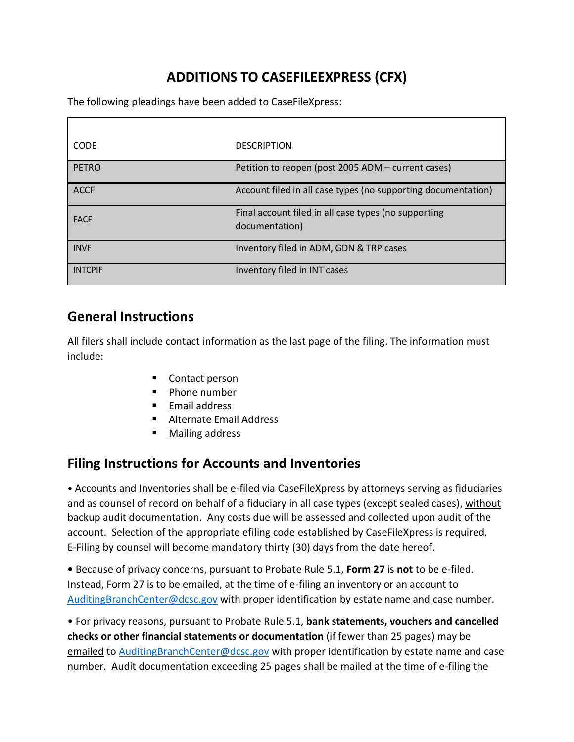# ADDITIONS TO CASEFILEEXPRESS (CFX)

The following pleadings have been added to CaseFileXpress:

| CODE | DESCRIPTION |
|---|---|
| PETRO | Petition to reopen (post 2005 ADM – current cases) |
| ACCF | Account filed in all case types (no supporting documentation) |
| FACF | Final account filed in all case types (no supporting documentation) |
| INVF | Inventory filed in ADM, GDN & TRP cases |
| INTCPIF | Inventory filed in INT cases |

## General Instructions

All filers shall include contact information as the last page of the filing. The information must include:

- Contact person
- Phone number
- Email address
- Alternate Email Address
- Mailing address

## Filing Instructions for Accounts and Inventories

• Accounts and Inventories shall be e-filed via CaseFileXpress by attorneys serving as fiduciaries and as counsel of record on behalf of a fiduciary in all case types (except sealed cases), without backup audit documentation. Any costs due will be assessed and collected upon audit of the account. Selection of the appropriate efiling code established by CaseFileXpress is required. E-Filing by counsel will become mandatory thirty (30) days from the date hereof.

• Because of privacy concerns, pursuant to Probate Rule 5.1, **Form 27** is **not** to be e-filed. Instead, Form 27 is to be emailed, at the time of e-filing an inventory or an account to AuditingBranchCenter@dcsc.gov with proper identification by estate name and case number.

• For privacy reasons, pursuant to Probate Rule 5.1, **bank statements, vouchers and cancelled checks or other financial statements or documentation** (if fewer than 25 pages) may be emailed to AuditingBranchCenter@dcsc.gov with proper identification by estate name and case number. Audit documentation exceeding 25 pages shall be mailed at the time of e-filing the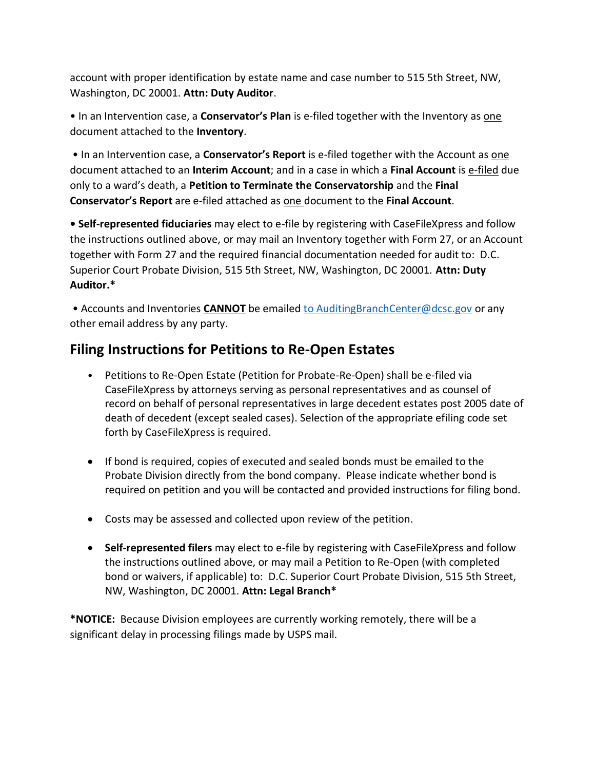account with proper identification by estate name and case number to 515 5th Street, NW, Washington, DC 20001. **Attn: Duty Auditor**.

- In an Intervention case, a **Conservator's Plan** is e-filed together with the Inventory as one document attached to the **Inventory**.

- In an Intervention case, a **Conservator's Report** is e-filed together with the Account as one document attached to an **Interim Account**; and in a case in which a **Final Account** is e-filed due only to a ward's death, a **Petition to Terminate the Conservatorship** and the **Final Conservator's Report** are e-filed attached as one document to the **Final Account**.

- **Self-represented fiduciaries** may elect to e-file by registering with CaseFileXpress and follow the instructions outlined above, or may mail an Inventory together with Form 27, or an Account together with Form 27 and the required financial documentation needed for audit to: D.C. Superior Court Probate Division, 515 5th Street, NW, Washington, DC 20001. **Attn: Duty Auditor.***

- Accounts and Inventories **CANNOT** be emailed to AuditingBranchCenter@dcsc.gov or any other email address by any party.

## Filing Instructions for Petitions to Re-Open Estates

- Petitions to Re-Open Estate (Petition for Probate-Re-Open) shall be e-filed via CaseFileXpress by attorneys serving as personal representatives and as counsel of record on behalf of personal representatives in large decedent estates post 2005 date of death of decedent (except sealed cases). Selection of the appropriate efiling code set forth by CaseFileXpress is required.

- If bond is required, copies of executed and sealed bonds must be emailed to the Probate Division directly from the bond company. Please indicate whether bond is required on petition and you will be contacted and provided instructions for filing bond.

- Costs may be assessed and collected upon review of the petition.

- **Self-represented filers** may elect to e-file by registering with CaseFileXpress and follow the instructions outlined above, or may mail a Petition to Re-Open (with completed bond or waivers, if applicable) to: D.C. Superior Court Probate Division, 515 5th Street, NW, Washington, DC 20001. **Attn: Legal Branch***

***NOTICE:** Because Division employees are currently working remotely, there will be a significant delay in processing filings made by USPS mail.